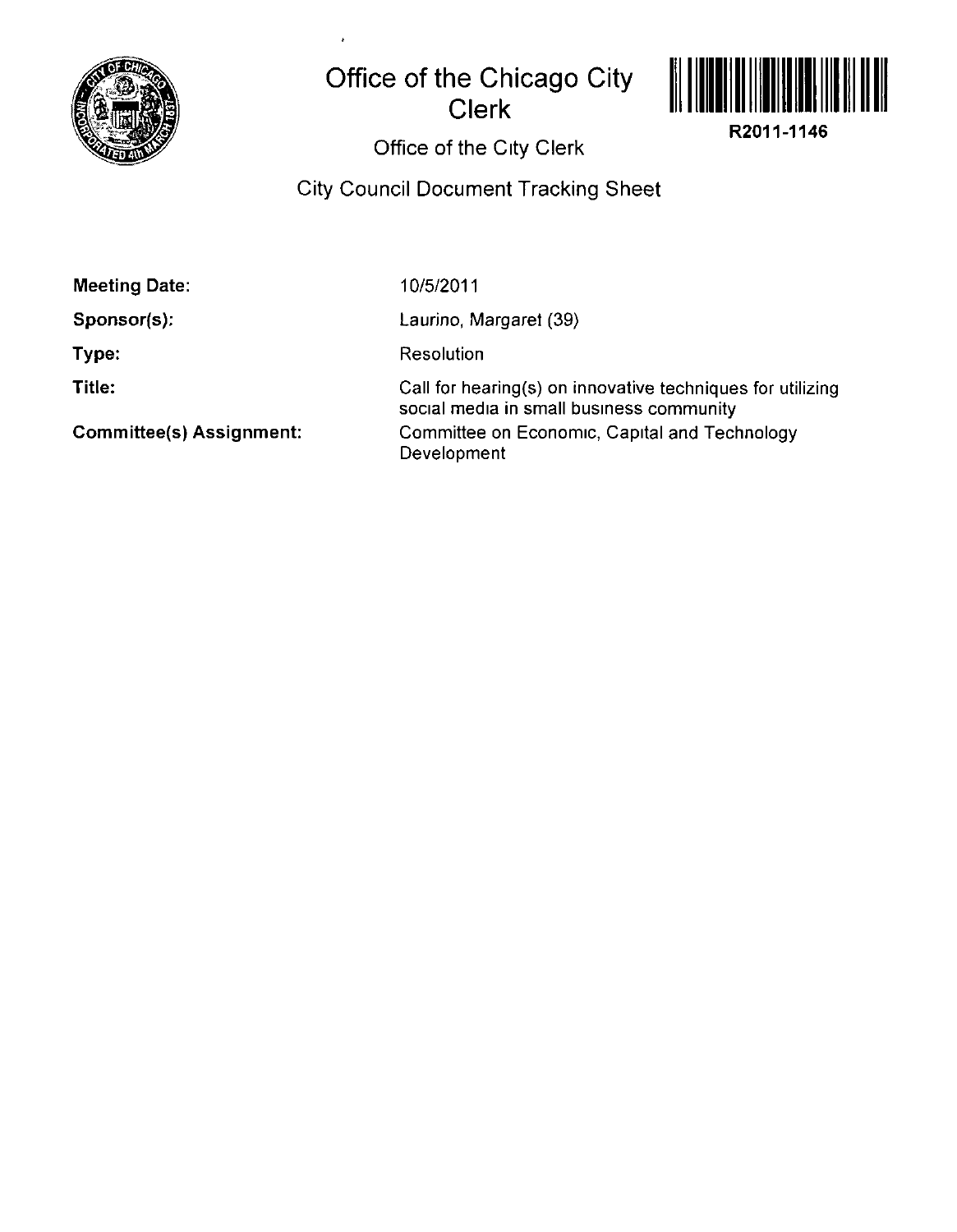# Office of the Chicago City Clerk

R2011-1146

## Office of the City Clerk

## City Council Document Tracking Sheet

**Meeting Date:** 10/5/2011

**Sponsor(s):** Laurino, Margaret (39)

**Type:** Resolution

**Title:** Call for hearing(s) on innovative techniques for utilizing social media in small business community

**Committee(s) Assignment:** Committee on Economic, Capital and Technology Development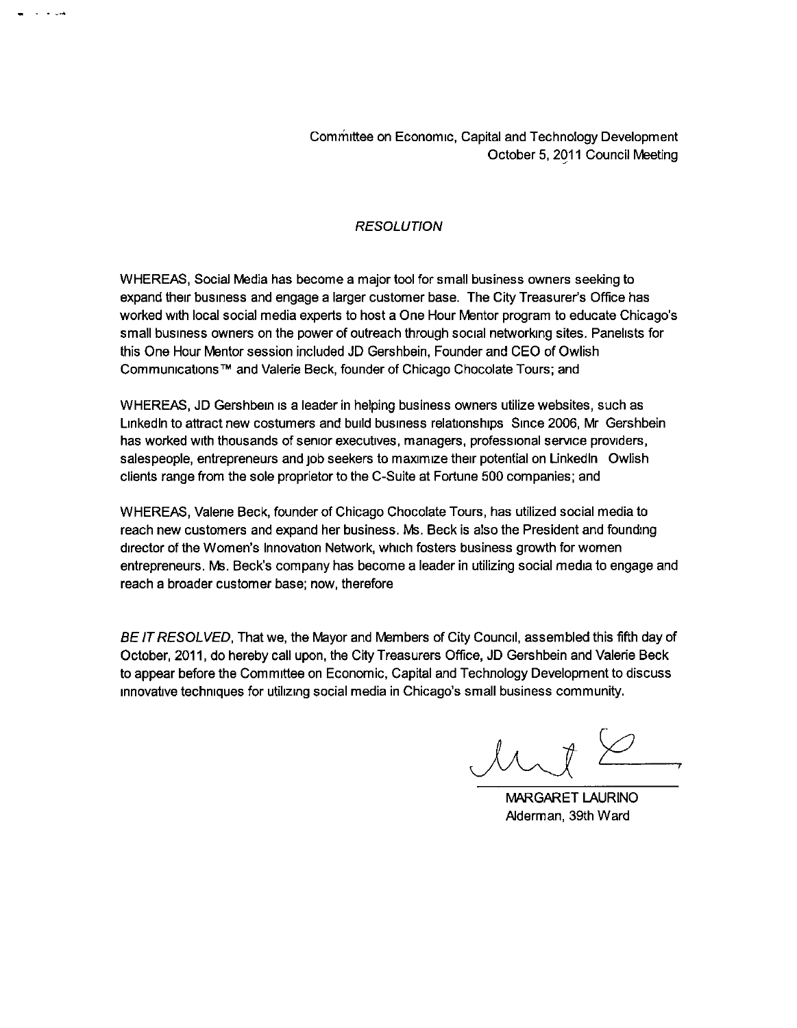Committee on Economic, Capital and Technology Development
October 5, 2011 Council Meeting

*RESOLUTION*

WHEREAS, Social Media has become a major tool for small business owners seeking to expand their business and engage a larger customer base. The City Treasurer's Office has worked with local social media experts to host a One Hour Mentor program to educate Chicago's small business owners on the power of outreach through social networking sites. Panelists for this One Hour Mentor session included JD Gershbein, Founder and CEO of Owlish Communications™ and Valerie Beck, founder of Chicago Chocolate Tours; and

WHEREAS, JD Gershbein is a leader in helping business owners utilize websites, such as LinkedIn to attract new costumers and build business relationships Since 2006, Mr Gershbein has worked with thousands of senior executives, managers, professional service providers, salespeople, entrepreneurs and job seekers to maximize their potential on LinkedIn Owlish clients range from the sole proprietor to the C-Suite at Fortune 500 companies; and

WHEREAS, Valerie Beck, founder of Chicago Chocolate Tours, has utilized social media to reach new customers and expand her business. Ms. Beck is also the President and founding director of the Women's Innovation Network, which fosters business growth for women entrepreneurs. Ms. Beck's company has become a leader in utilizing social media to engage and reach a broader customer base; now, therefore

*BE IT RESOLVED*, That we, the Mayor and Members of City Council, assembled this fifth day of October, 2011, do hereby call upon, the City Treasurers Office, JD Gershbein and Valerie Beck to appear before the Committee on Economic, Capital and Technology Development to discuss innovative techniques for utilizing social media in Chicago's small business community.

MARGARET LAURINO
Alderman, 39th Ward